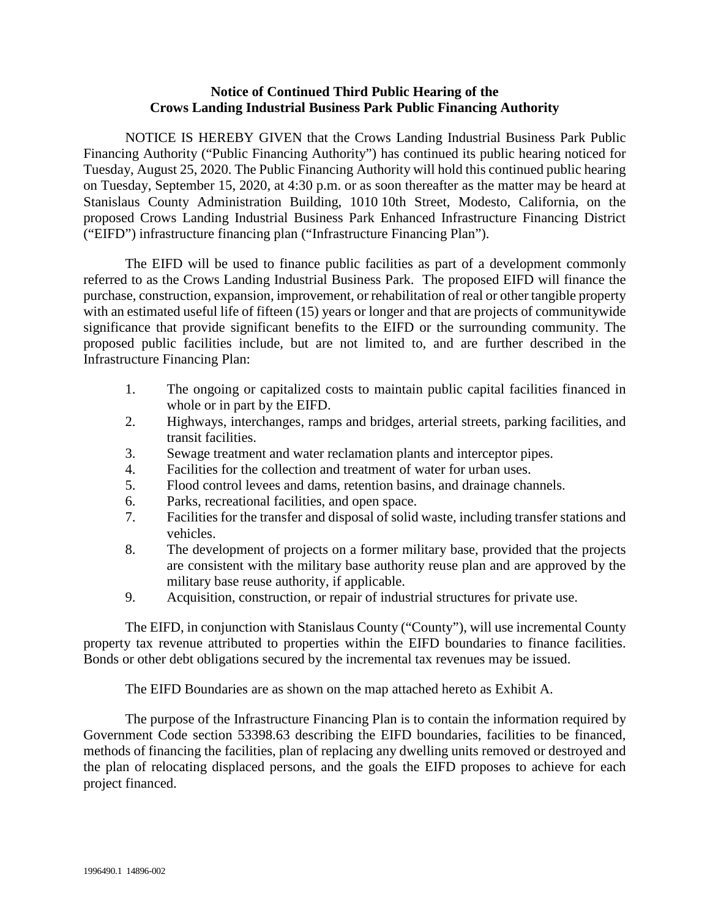**Notice of Continued Third Public Hearing of the Crows Landing Industrial Business Park Public Financing Authority**

NOTICE IS HEREBY GIVEN that the Crows Landing Industrial Business Park Public Financing Authority ("Public Financing Authority") has continued its public hearing noticed for Tuesday, August 25, 2020. The Public Financing Authority will hold this continued public hearing on Tuesday, September 15, 2020, at 4:30 p.m. or as soon thereafter as the matter may be heard at Stanislaus County Administration Building, 1010 10th Street, Modesto, California, on the proposed Crows Landing Industrial Business Park Enhanced Infrastructure Financing District ("EIFD") infrastructure financing plan ("Infrastructure Financing Plan").

The EIFD will be used to finance public facilities as part of a development commonly referred to as the Crows Landing Industrial Business Park. The proposed EIFD will finance the purchase, construction, expansion, improvement, or rehabilitation of real or other tangible property with an estimated useful life of fifteen (15) years or longer and that are projects of communitywide significance that provide significant benefits to the EIFD or the surrounding community. The proposed public facilities include, but are not limited to, and are further described in the Infrastructure Financing Plan:

1. The ongoing or capitalized costs to maintain public capital facilities financed in whole or in part by the EIFD.
2. Highways, interchanges, ramps and bridges, arterial streets, parking facilities, and transit facilities.
3. Sewage treatment and water reclamation plants and interceptor pipes.
4. Facilities for the collection and treatment of water for urban uses.
5. Flood control levees and dams, retention basins, and drainage channels.
6. Parks, recreational facilities, and open space.
7. Facilities for the transfer and disposal of solid waste, including transfer stations and vehicles.
8. The development of projects on a former military base, provided that the projects are consistent with the military base authority reuse plan and are approved by the military base reuse authority, if applicable.
9. Acquisition, construction, or repair of industrial structures for private use.

The EIFD, in conjunction with Stanislaus County ("County"), will use incremental County property tax revenue attributed to properties within the EIFD boundaries to finance facilities. Bonds or other debt obligations secured by the incremental tax revenues may be issued.

The EIFD Boundaries are as shown on the map attached hereto as Exhibit A.

The purpose of the Infrastructure Financing Plan is to contain the information required by Government Code section 53398.63 describing the EIFD boundaries, facilities to be financed, methods of financing the facilities, plan of replacing any dwelling units removed or destroyed and the plan of relocating displaced persons, and the goals the EIFD proposes to achieve for each project financed.

1996490.1 14896-002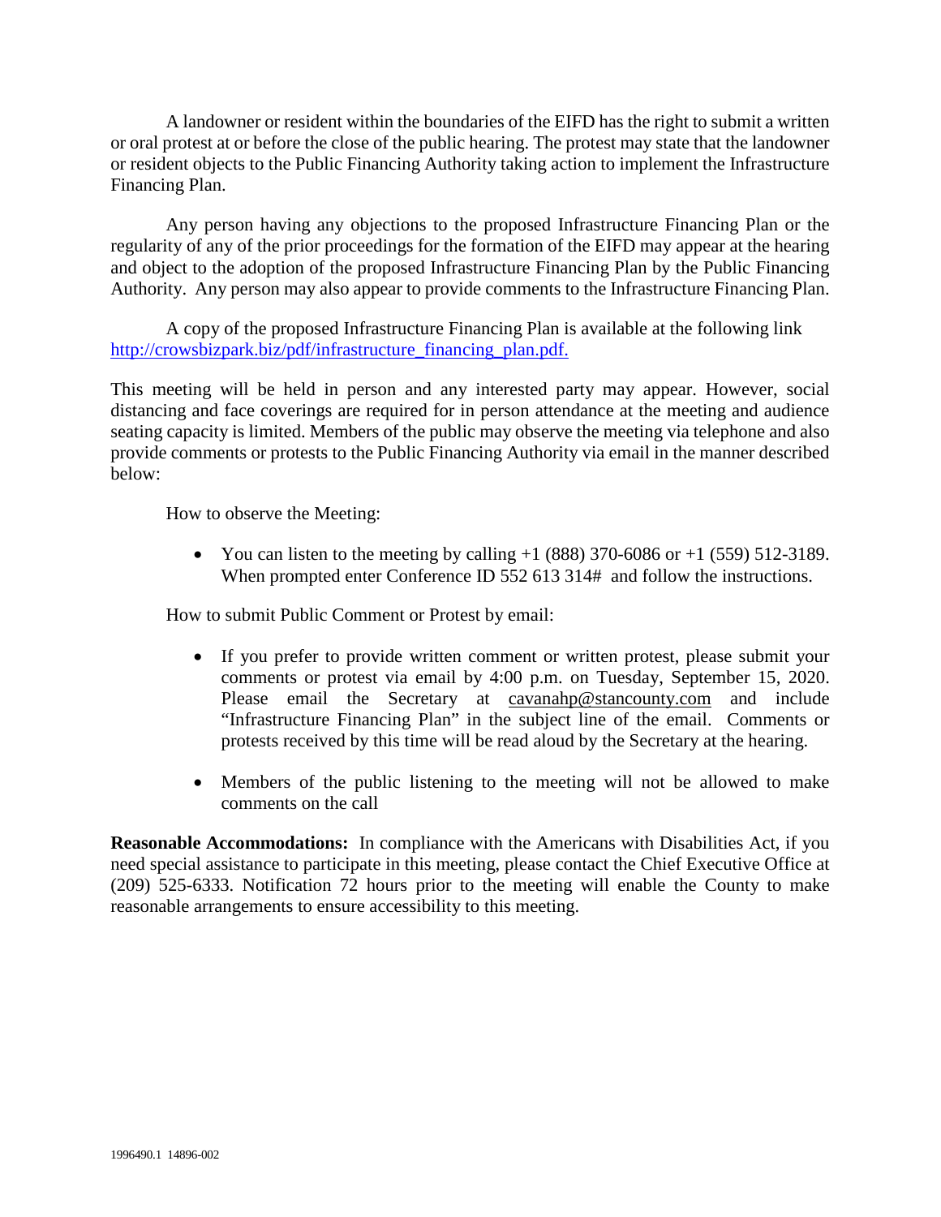A landowner or resident within the boundaries of the EIFD has the right to submit a written or oral protest at or before the close of the public hearing. The protest may state that the landowner or resident objects to the Public Financing Authority taking action to implement the Infrastructure Financing Plan.

Any person having any objections to the proposed Infrastructure Financing Plan or the regularity of any of the prior proceedings for the formation of the EIFD may appear at the hearing and object to the adoption of the proposed Infrastructure Financing Plan by the Public Financing Authority. Any person may also appear to provide comments to the Infrastructure Financing Plan.

A copy of the proposed Infrastructure Financing Plan is available at the following link [http://crowsbizpark.biz/pdf/infrastructure_financing_plan.pdf.](http://crowsbizpark.biz/pdf/infrastructure_financing_plan.pdf)

This meeting will be held in person and any interested party may appear. However, social distancing and face coverings are required for in person attendance at the meeting and audience seating capacity is limited. Members of the public may observe the meeting via telephone and also provide comments or protests to the Public Financing Authority via email in the manner described below:

How to observe the Meeting:

- You can listen to the meeting by calling +1 (888) 370-6086 or +1 (559) 512-3189. When prompted enter Conference ID 552 613 314# and follow the instructions.

How to submit Public Comment or Protest by email:

- If you prefer to provide written comment or written protest, please submit your comments or protest via email by 4:00 p.m. on Tuesday, September 15, 2020. Please email the Secretary at cavanahp@stancounty.com and include "Infrastructure Financing Plan" in the subject line of the email. Comments or protests received by this time will be read aloud by the Secretary at the hearing.
- Members of the public listening to the meeting will not be allowed to make comments on the call

**Reasonable Accommodations:** In compliance with the Americans with Disabilities Act, if you need special assistance to participate in this meeting, please contact the Chief Executive Office at (209) 525-6333. Notification 72 hours prior to the meeting will enable the County to make reasonable arrangements to ensure accessibility to this meeting.

1996490.1 14896-002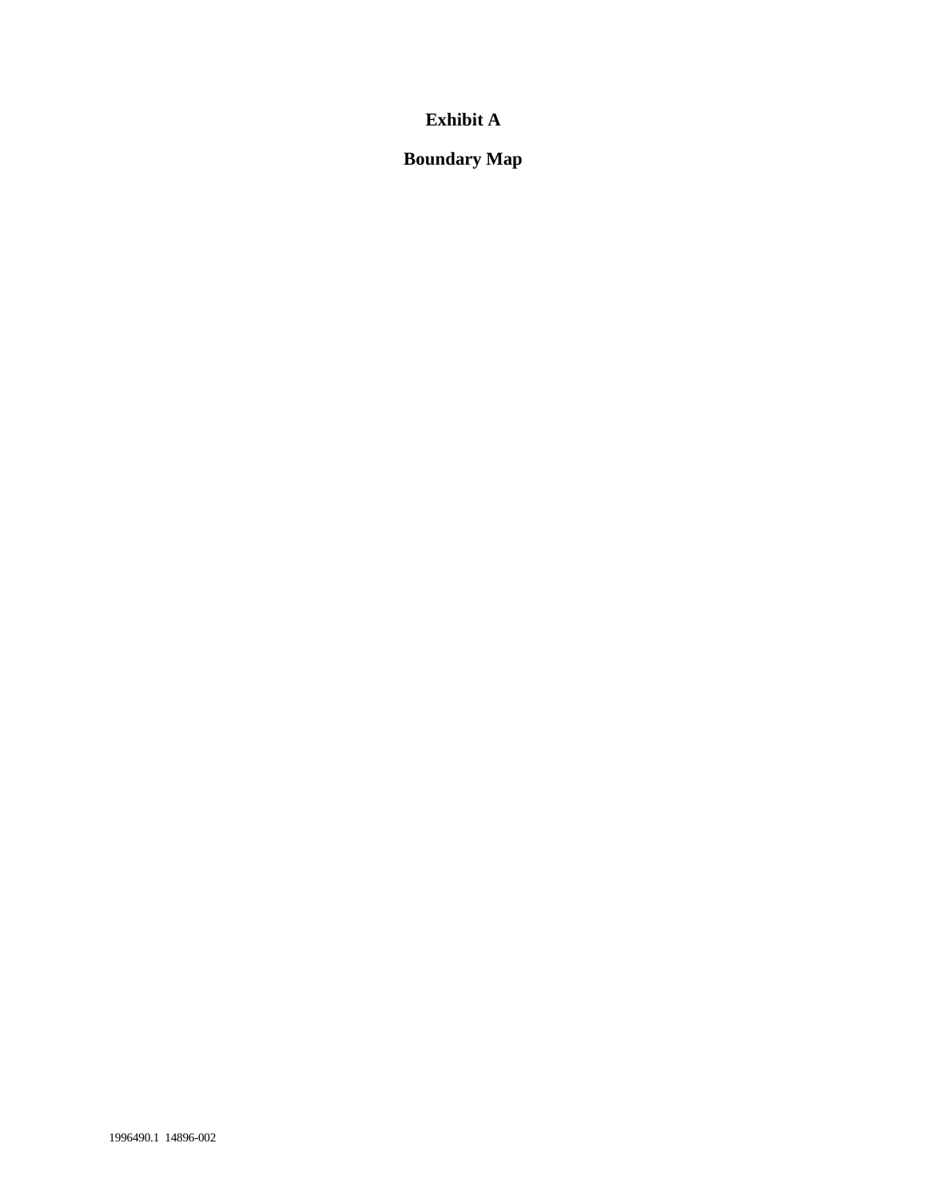**Exhibit A**

**Boundary Map**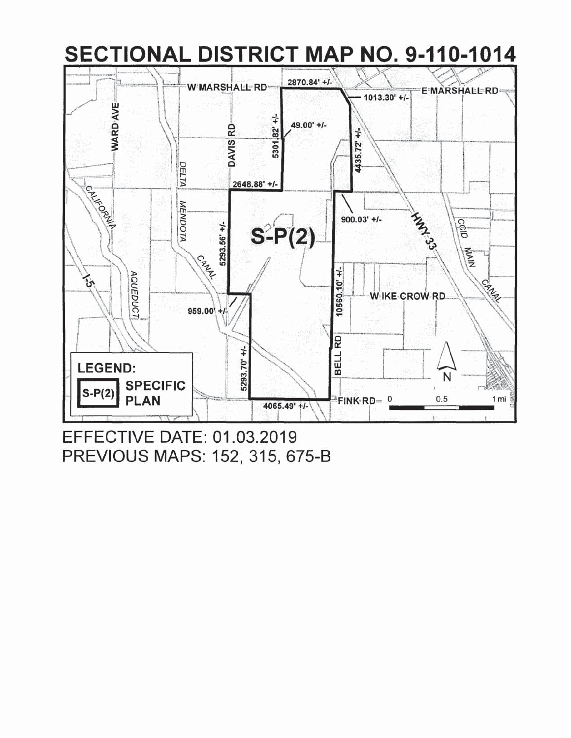# SECTIONAL DISTRICT MAP NO. 9-110-1014

W MARSHALL RD
E MARSHALL RD
2870.84' +/-
1013.30' +/-
WARD AVE
DAVIS RD
5301.82' +/-
49.00' +/-
4435.72' +/-
DELTA MENDOTA CANAL
2648.88' +/-
CALIFORNIA AQUEDUCT
900.03' +/-
HWY 33
CCID MAIN CANAL
5293.56' +/-
S-P(2)
I-5
10560.10' +/-
W IKE CROW RD
959.00' +/-
BELL RD
5293.70' +/-
LEGEND:
S-P(2) SPECIFIC PLAN
FINK RD
4065.49' +/-
0 0.5 1 mi
N

EFFECTIVE DATE: 01.03.2019
PREVIOUS MAPS: 152, 315, 675-B